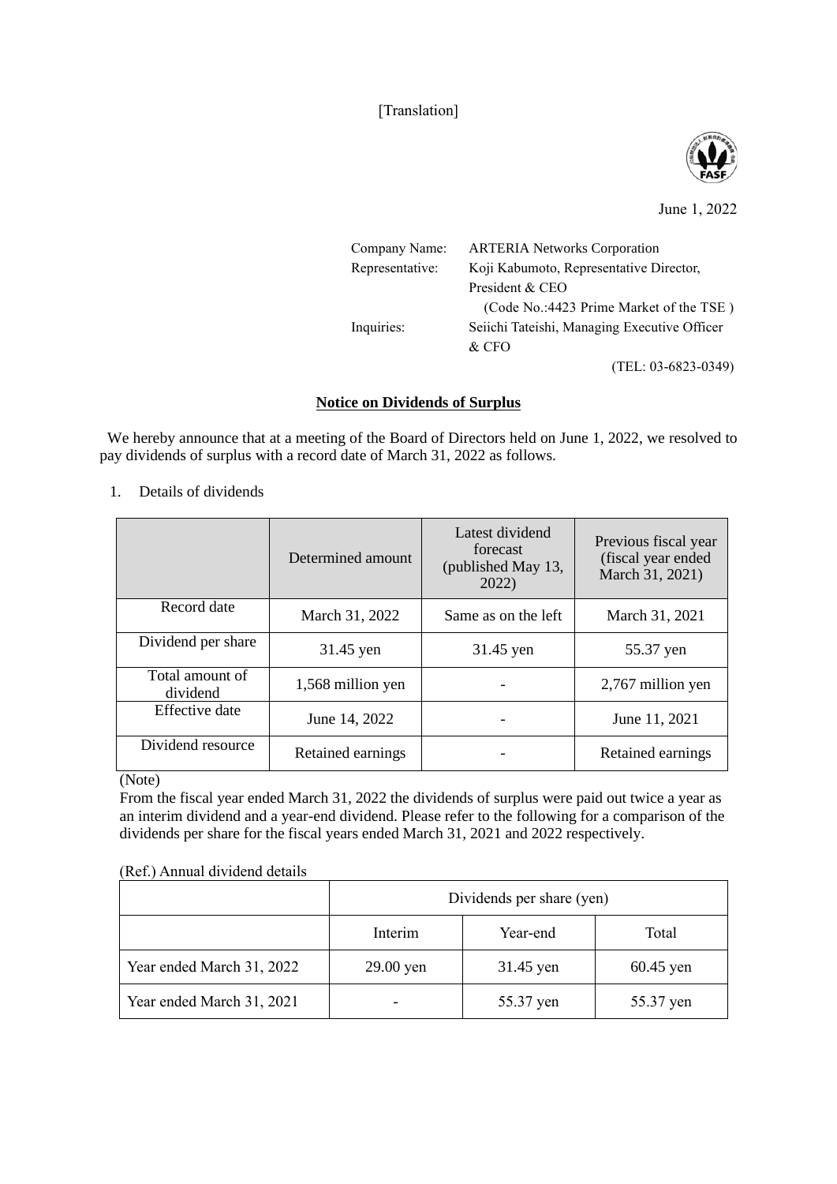[Translation]

June 1, 2022

Company Name: ARTERIA Networks Corporation
Representative: Koji Kabumoto, Representative Director, President & CEO
(Code No.:4423 Prime Market of the TSE )
Inquiries: Seiichi Tateishi, Managing Executive Officer & CFO
(TEL: 03-6823-0349)

## Notice on Dividends of Surplus

We hereby announce that at a meeting of the Board of Directors held on June 1, 2022, we resolved to pay dividends of surplus with a record date of March 31, 2022 as follows.

1. Details of dividends

| | Determined amount | Latest dividend forecast (published May 13, 2022) | Previous fiscal year (fiscal year ended March 31, 2021) |
|---|---|---|---|
| Record date | March 31, 2022 | Same as on the left | March 31, 2021 |
| Dividend per share | 31.45 yen | 31.45 yen | 55.37 yen |
| Total amount of dividend | 1,568 million yen | - | 2,767 million yen |
| Effective date | June 14, 2022 | - | June 11, 2021 |
| Dividend resource | Retained earnings | - | Retained earnings |

(Note)
From the fiscal year ended March 31, 2022 the dividends of surplus were paid out twice a year as an interim dividend and a year-end dividend. Please refer to the following for a comparison of the dividends per share for the fiscal years ended March 31, 2021 and 2022 respectively.

(Ref.) Annual dividend details

| | Dividends per share (yen) | | |
|---|---|---|---|
| | Interim | Year-end | Total |
| Year ended March 31, 2022 | 29.00 yen | 31.45 yen | 60.45 yen |
| Year ended March 31, 2021 | - | 55.37 yen | 55.37 yen |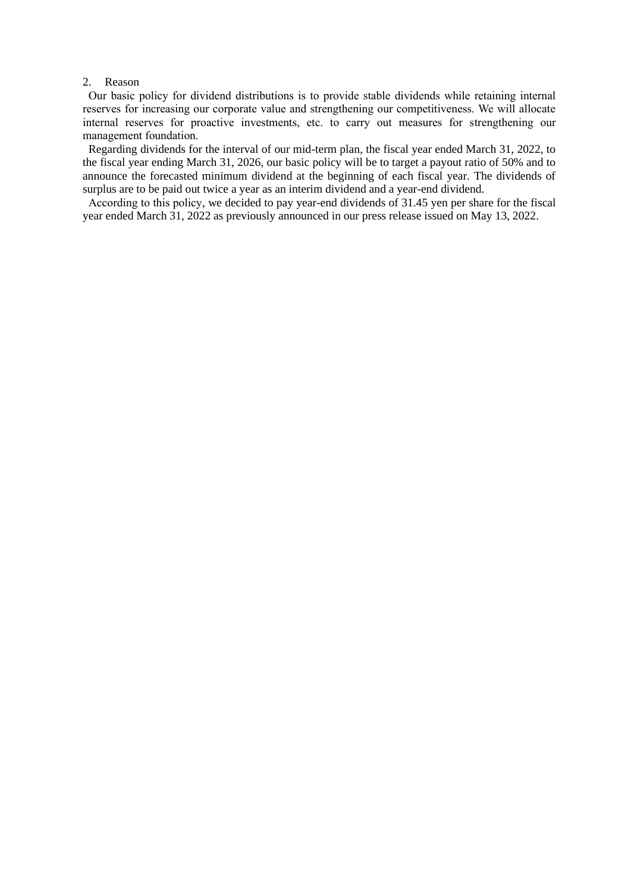2. Reason

Our basic policy for dividend distributions is to provide stable dividends while retaining internal reserves for increasing our corporate value and strengthening our competitiveness. We will allocate internal reserves for proactive investments, etc. to carry out measures for strengthening our management foundation.

Regarding dividends for the interval of our mid-term plan, the fiscal year ended March 31, 2022, to the fiscal year ending March 31, 2026, our basic policy will be to target a payout ratio of 50% and to announce the forecasted minimum dividend at the beginning of each fiscal year. The dividends of surplus are to be paid out twice a year as an interim dividend and a year-end dividend.

According to this policy, we decided to pay year-end dividends of 31.45 yen per share for the fiscal year ended March 31, 2022 as previously announced in our press release issued on May 13, 2022.